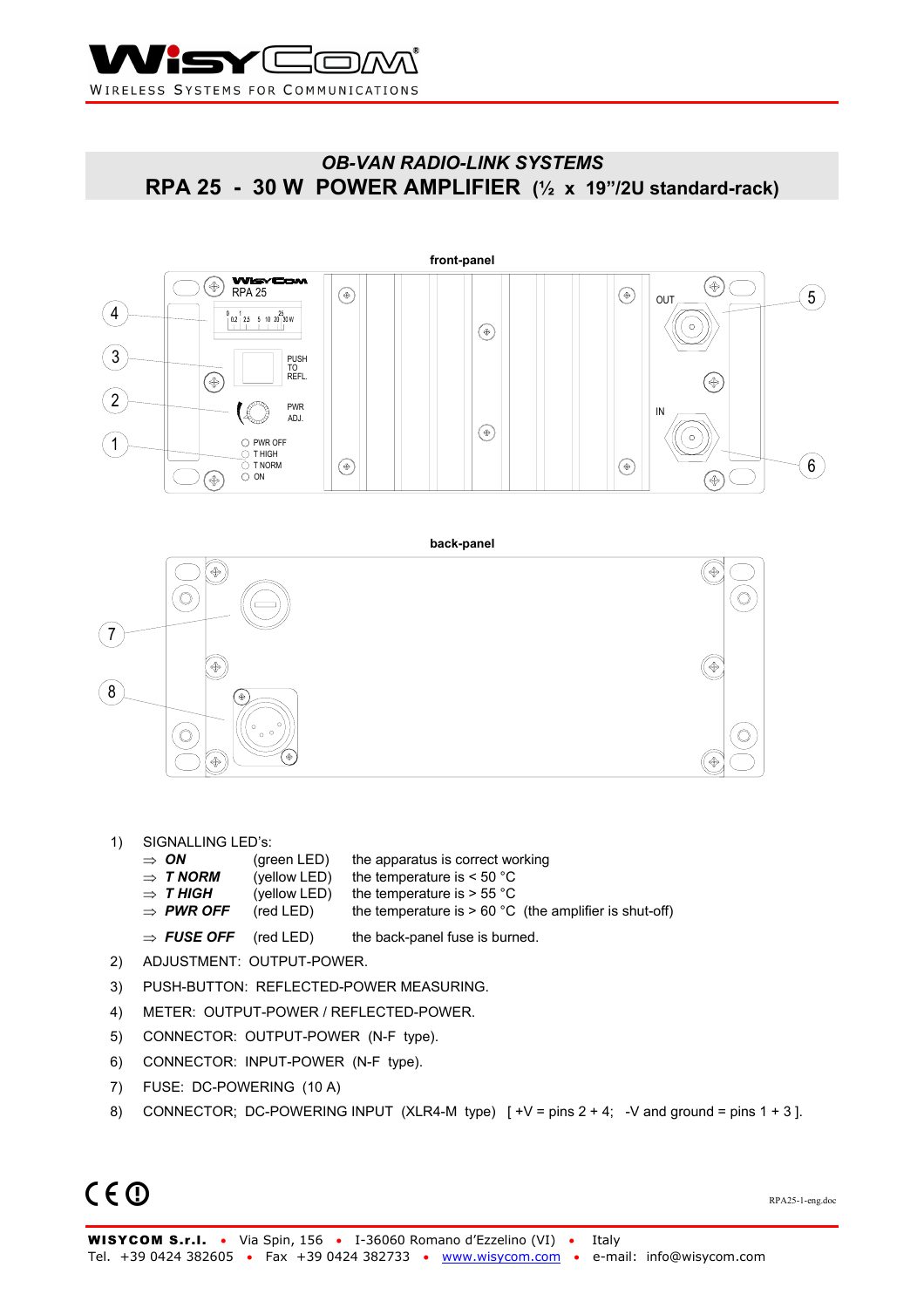# OB-VAN RADIO-LINK SYSTEMS

# RPA 25 - 30 W POWER AMPLIFIER (½ x 19"/2U standard-rack)

**front-panel**

**back-panel**

1) SIGNALLING LED's:

| | | |
|---|---|---|
| ⇒ ***ON*** | (green LED) | the apparatus is correct working |
| ⇒ ***T NORM*** | (yellow LED) | the temperature is < 50 °C |
| ⇒ ***T HIGH*** | (yellow LED) | the temperature is > 55 °C |
| ⇒ ***PWR OFF*** | (red LED) | the temperature is > 60 °C (the amplifier is shut-off) |
| ⇒ ***FUSE OFF*** | (red LED) | the back-panel fuse is burned. |

2) ADJUSTMENT: OUTPUT-POWER.

3) PUSH-BUTTON: REFLECTED-POWER MEASURING.

4) METER: OUTPUT-POWER / REFLECTED-POWER.

5) CONNECTOR: OUTPUT-POWER (N-F type).

6) CONNECTOR: INPUT-POWER (N-F type).

7) FUSE: DC-POWERING (10 A)

8) CONNECTOR; DC-POWERING INPUT (XLR4-M type) [ +V = pins 2 + 4; -V and ground = pins 1 + 3 ].

RPA25-1-eng.doc

**WISYCOM S.r.l.** • Via Spin, 156 • I-36060 Romano d'Ezzelino (VI) • Italy
Tel. +39 0424 382605 • Fax +39 0424 382733 • www.wisycom.com • e-mail: info@wisycom.com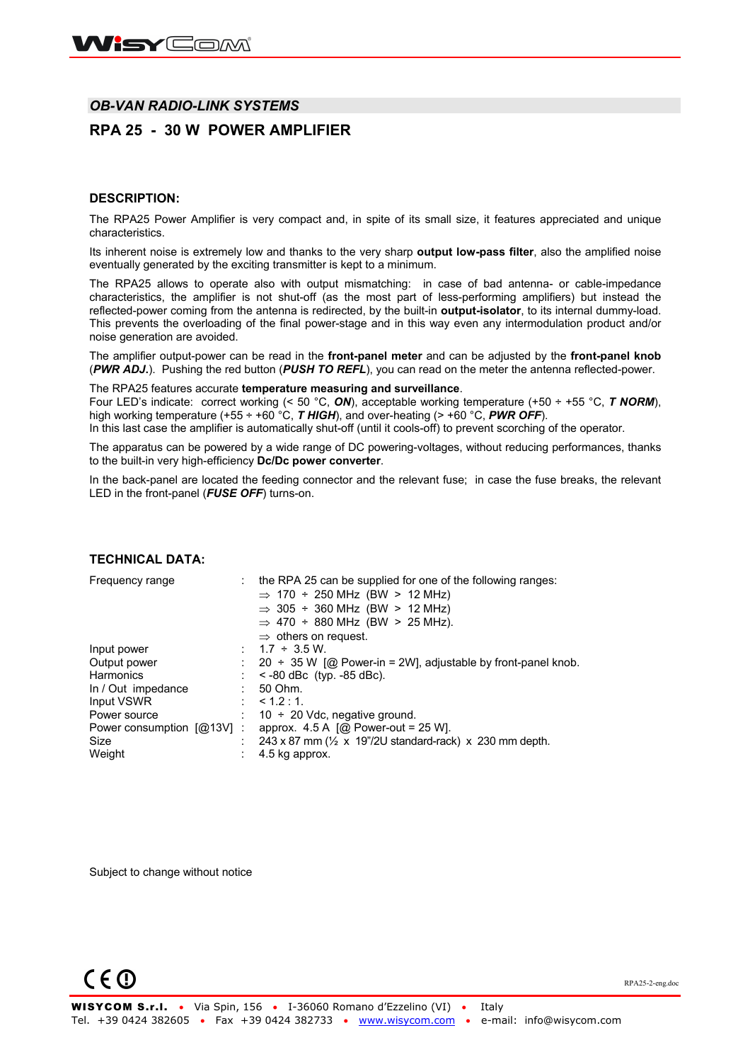## *OB-VAN RADIO-LINK SYSTEMS*

## RPA 25 - 30 W POWER AMPLIFIER

### DESCRIPTION:

The RPA25 Power Amplifier is very compact and, in spite of its small size, it features appreciated and unique characteristics.

Its inherent noise is extremely low and thanks to the very sharp **output low-pass filter**, also the amplified noise eventually generated by the exciting transmitter is kept to a minimum.

The RPA25 allows to operate also with output mismatching: in case of bad antenna- or cable-impedance characteristics, the amplifier is not shut-off (as the most part of less-performing amplifiers) but instead the reflected-power coming from the antenna is redirected, by the built-in **output-isolator**, to its internal dummy-load. This prevents the overloading of the final power-stage and in this way even any intermodulation product and/or noise generation are avoided.

The amplifier output-power can be read in the **front-panel meter** and can be adjusted by the **front-panel knob** (***PWR ADJ.***). Pushing the red button (***PUSH TO REFL***), you can read on the meter the antenna reflected-power.

The RPA25 features accurate **temperature measuring and surveillance**.
Four LED's indicate: correct working (< 50 °C, ***ON***), acceptable working temperature (+50 ÷ +55 °C, ***T NORM***), high working temperature (+55 ÷ +60 °C, ***T HIGH***), and over-heating (> +60 °C, ***PWR OFF***).
In this last case the amplifier is automatically shut-off (until it cools-off) to prevent scorching of the operator.

The apparatus can be powered by a wide range of DC powering-voltages, without reducing performances, thanks to the built-in very high-efficiency **Dc/Dc power converter**.

In the back-panel are located the feeding connector and the relevant fuse; in case the fuse breaks, the relevant LED in the front-panel (***FUSE OFF***) turns-on.

### TECHNICAL DATA:

| | | |
|---|---|---|
| Frequency range | : | the RPA 25 can be supplied for one of the following ranges:<br>⇒ 170 ÷ 250 MHz (BW > 12 MHz)<br>⇒ 305 ÷ 360 MHz (BW > 12 MHz)<br>⇒ 470 ÷ 880 MHz (BW > 25 MHz).<br>⇒ others on request. |
| Input power | : | 1.7 ÷ 3.5 W. |
| Output power | : | 20 ÷ 35 W [@ Power-in = 2W], adjustable by front-panel knob. |
| Harmonics | : | < -80 dBc (typ. -85 dBc). |
| In / Out impedance | : | 50 Ohm. |
| Input VSWR | : | < 1.2 : 1. |
| Power source | : | 10 ÷ 20 Vdc, negative ground. |
| Power consumption [@13V] | : | approx. 4.5 A [@ Power-out = 25 W]. |
| Size | : | 243 x 87 mm (½ x 19"/2U standard-rack) x 230 mm depth. |
| Weight | : | 4.5 kg approx. |

Subject to change without notice

RPA25-2-eng.doc

**WISYCOM S.r.l.** • Via Spin, 156 • I-36060 Romano d'Ezzelino (VI) • Italy
Tel. +39 0424 382605 • Fax +39 0424 382733 • www.wisycom.com • e-mail: info@wisycom.com